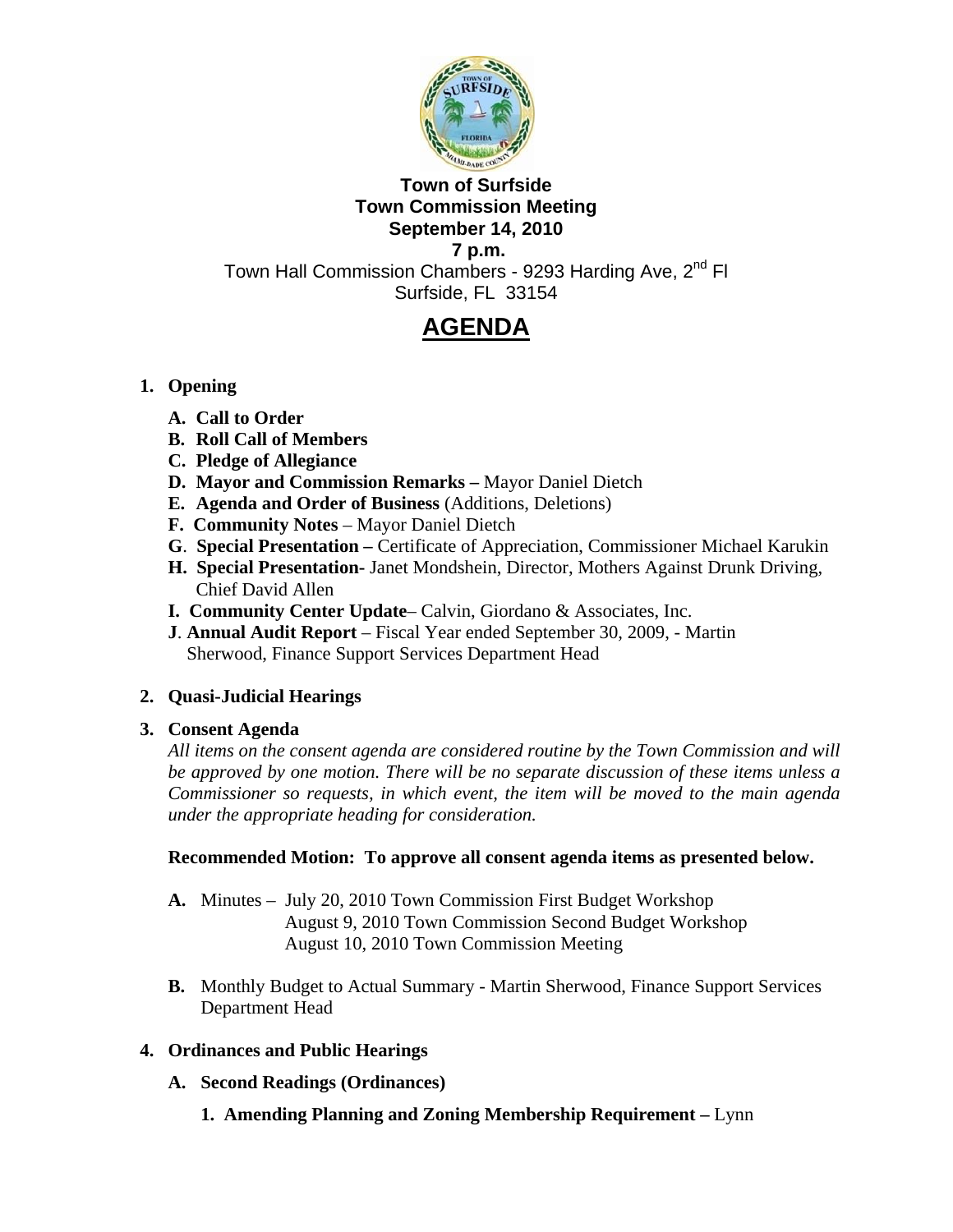**Town of Surfside**
**Town Commission Meeting**
**September 14, 2010**
**7 p.m.**
Town Hall Commission Chambers - 9293 Harding Ave, 2nd Fl
Surfside, FL 33154

# AGENDA

1. **Opening**
   - **A. Call to Order**
   - **B. Roll Call of Members**
   - **C. Pledge of Allegiance**
   - **D. Mayor and Commission Remarks –** Mayor Daniel Dietch
   - **E. Agenda and Order of Business** (Additions, Deletions)
   - **F. Community Notes** – Mayor Daniel Dietch
   - **G. Special Presentation –** Certificate of Appreciation, Commissioner Michael Karukin
   - **H. Special Presentation-** Janet Mondshein, Director, Mothers Against Drunk Driving, Chief David Allen
   - **I. Community Center Update**– Calvin, Giordano & Associates, Inc.
   - **J. Annual Audit Report** – Fiscal Year ended September 30, 2009, - Martin Sherwood, Finance Support Services Department Head

2. **Quasi-Judicial Hearings**

3. **Consent Agenda**

   *All items on the consent agenda are considered routine by the Town Commission and will be approved by one motion. There will be no separate discussion of these items unless a Commissioner so requests, in which event, the item will be moved to the main agenda under the appropriate heading for consideration.*

   **Recommended Motion: To approve all consent agenda items as presented below.**

   - **A.** Minutes – July 20, 2010 Town Commission First Budget Workshop
     August 9, 2010 Town Commission Second Budget Workshop
     August 10, 2010 Town Commission Meeting
   - **B.** Monthly Budget to Actual Summary - Martin Sherwood, Finance Support Services Department Head

4. **Ordinances and Public Hearings**
   - **A. Second Readings (Ordinances)**
     1. **Amending Planning and Zoning Membership Requirement –** Lynn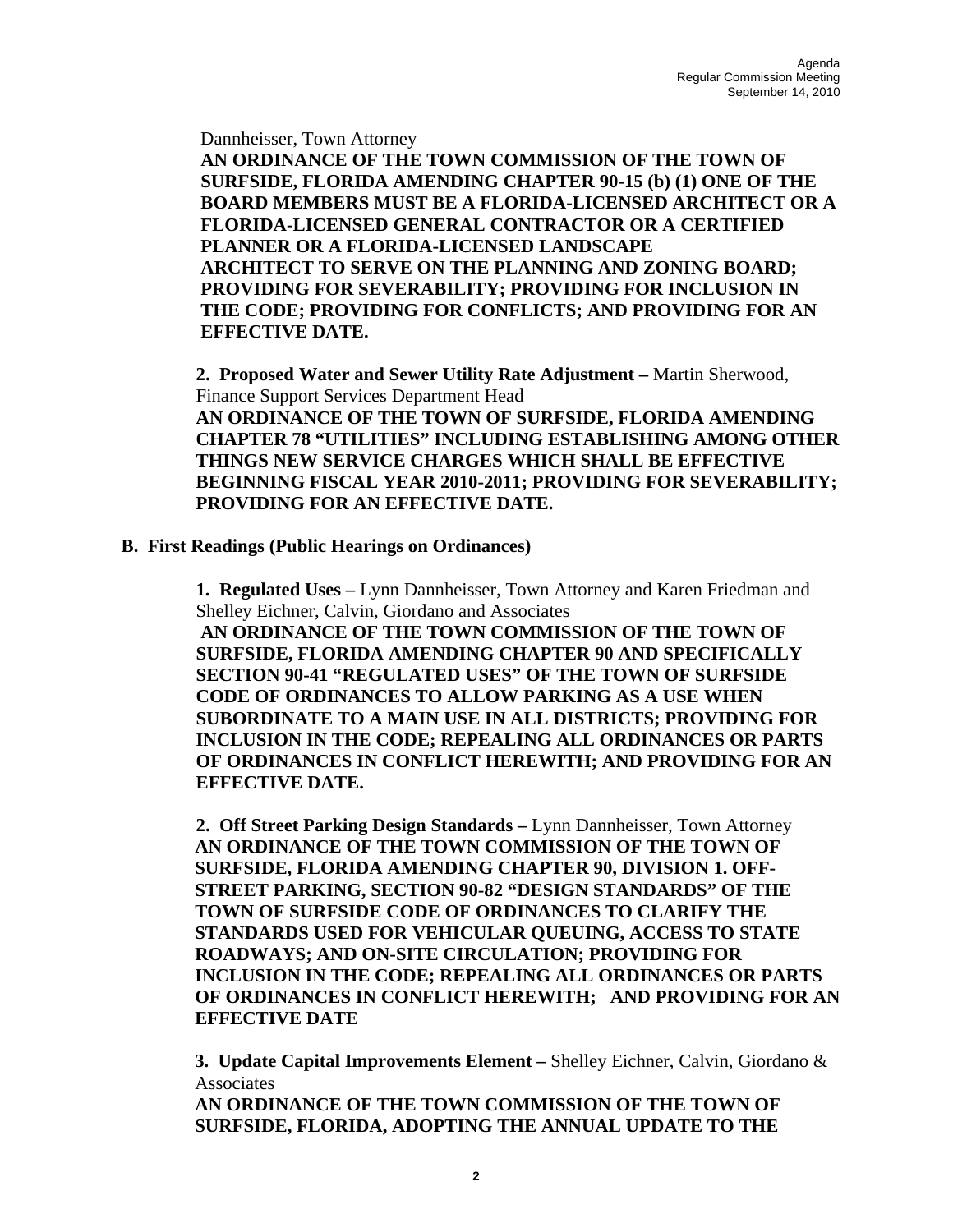Dannheisser, Town Attorney

**AN ORDINANCE OF THE TOWN COMMISSION OF THE TOWN OF SURFSIDE, FLORIDA AMENDING CHAPTER 90-15 (b) (1) ONE OF THE BOARD MEMBERS MUST BE A FLORIDA-LICENSED ARCHITECT OR A FLORIDA-LICENSED GENERAL CONTRACTOR OR A CERTIFIED PLANNER OR A FLORIDA-LICENSED LANDSCAPE ARCHITECT TO SERVE ON THE PLANNING AND ZONING BOARD; PROVIDING FOR SEVERABILITY; PROVIDING FOR INCLUSION IN THE CODE; PROVIDING FOR CONFLICTS; AND PROVIDING FOR AN EFFECTIVE DATE.**

**2. Proposed Water and Sewer Utility Rate Adjustment –** Martin Sherwood, Finance Support Services Department Head

**AN ORDINANCE OF THE TOWN OF SURFSIDE, FLORIDA AMENDING CHAPTER 78 "UTILITIES" INCLUDING ESTABLISHING AMONG OTHER THINGS NEW SERVICE CHARGES WHICH SHALL BE EFFECTIVE BEGINNING FISCAL YEAR 2010-2011; PROVIDING FOR SEVERABILITY; PROVIDING FOR AN EFFECTIVE DATE.**

**B. First Readings (Public Hearings on Ordinances)**

**1. Regulated Uses –** Lynn Dannheisser, Town Attorney and Karen Friedman and Shelley Eichner, Calvin, Giordano and Associates

**AN ORDINANCE OF THE TOWN COMMISSION OF THE TOWN OF SURFSIDE, FLORIDA AMENDING CHAPTER 90 AND SPECIFICALLY SECTION 90-41 "REGULATED USES" OF THE TOWN OF SURFSIDE CODE OF ORDINANCES TO ALLOW PARKING AS A USE WHEN SUBORDINATE TO A MAIN USE IN ALL DISTRICTS; PROVIDING FOR INCLUSION IN THE CODE; REPEALING ALL ORDINANCES OR PARTS OF ORDINANCES IN CONFLICT HEREWITH; AND PROVIDING FOR AN EFFECTIVE DATE.**

**2. Off Street Parking Design Standards –** Lynn Dannheisser, Town Attorney

**AN ORDINANCE OF THE TOWN COMMISSION OF THE TOWN OF SURFSIDE, FLORIDA AMENDING CHAPTER 90, DIVISION 1. OFF-STREET PARKING, SECTION 90-82 "DESIGN STANDARDS" OF THE TOWN OF SURFSIDE CODE OF ORDINANCES TO CLARIFY THE STANDARDS USED FOR VEHICULAR QUEUING, ACCESS TO STATE ROADWAYS; AND ON-SITE CIRCULATION; PROVIDING FOR INCLUSION IN THE CODE; REPEALING ALL ORDINANCES OR PARTS OF ORDINANCES IN CONFLICT HEREWITH; AND PROVIDING FOR AN EFFECTIVE DATE**

**3. Update Capital Improvements Element –** Shelley Eichner, Calvin, Giordano & Associates

**AN ORDINANCE OF THE TOWN COMMISSION OF THE TOWN OF SURFSIDE, FLORIDA, ADOPTING THE ANNUAL UPDATE TO THE**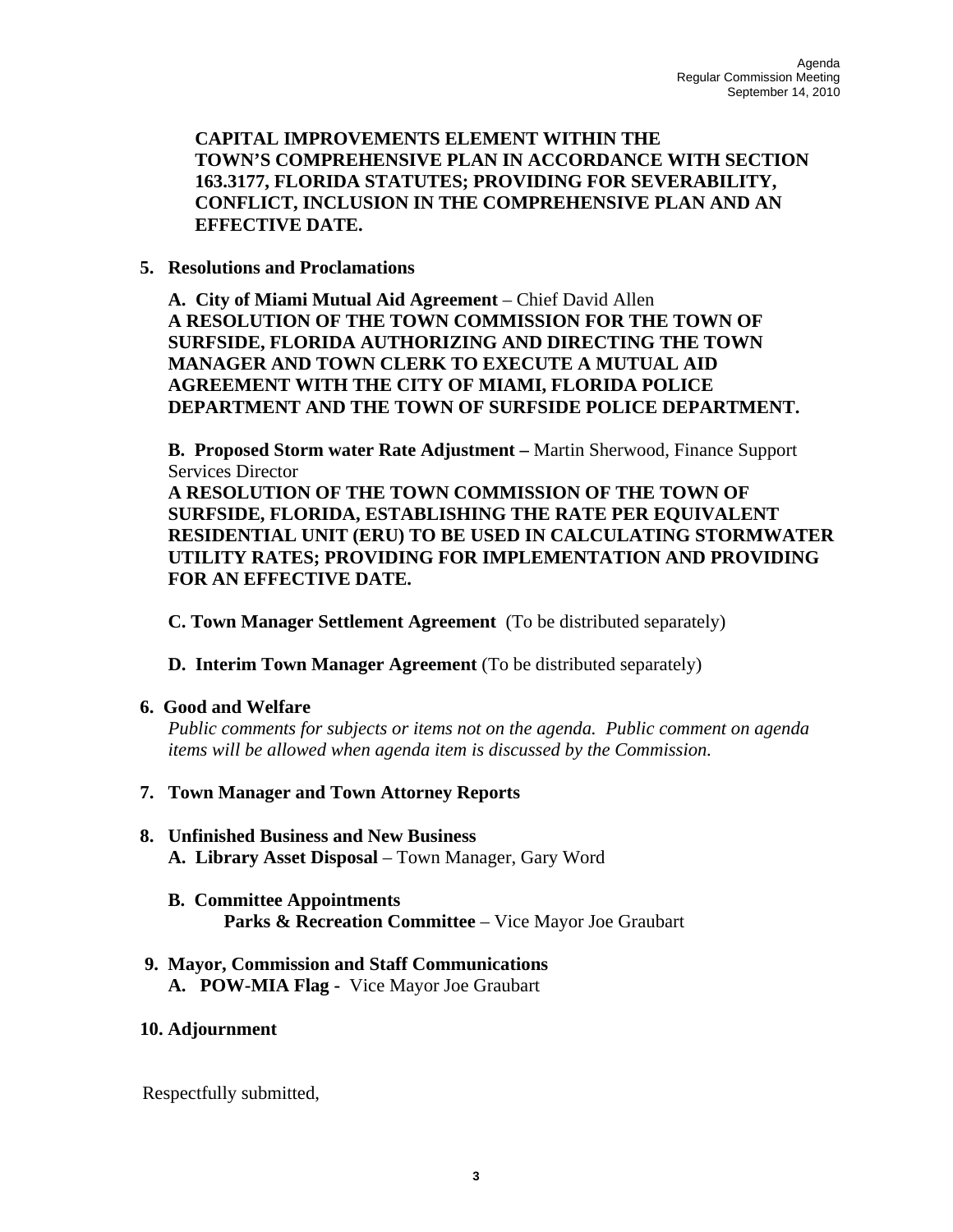**CAPITAL IMPROVEMENTS ELEMENT WITHIN THE TOWN'S COMPREHENSIVE PLAN IN ACCORDANCE WITH SECTION 163.3177, FLORIDA STATUTES; PROVIDING FOR SEVERABILITY, CONFLICT, INCLUSION IN THE COMPREHENSIVE PLAN AND AN EFFECTIVE DATE.**

**5. Resolutions and Proclamations**

**A. City of Miami Mutual Aid Agreement** – Chief David Allen
**A RESOLUTION OF THE TOWN COMMISSION FOR THE TOWN OF SURFSIDE, FLORIDA AUTHORIZING AND DIRECTING THE TOWN MANAGER AND TOWN CLERK TO EXECUTE A MUTUAL AID AGREEMENT WITH THE CITY OF MIAMI, FLORIDA POLICE DEPARTMENT AND THE TOWN OF SURFSIDE POLICE DEPARTMENT.**

**B. Proposed Storm water Rate Adjustment –** Martin Sherwood, Finance Support Services Director
**A RESOLUTION OF THE TOWN COMMISSION OF THE TOWN OF SURFSIDE, FLORIDA, ESTABLISHING THE RATE PER EQUIVALENT RESIDENTIAL UNIT (ERU) TO BE USED IN CALCULATING STORMWATER UTILITY RATES; PROVIDING FOR IMPLEMENTATION AND PROVIDING FOR AN EFFECTIVE DATE.**

**C. Town Manager Settlement Agreement** (To be distributed separately)

**D. Interim Town Manager Agreement** (To be distributed separately)

**6. Good and Welfare**

*Public comments for subjects or items not on the agenda. Public comment on agenda items will be allowed when agenda item is discussed by the Commission.*

**7. Town Manager and Town Attorney Reports**

**8. Unfinished Business and New Business**

**A. Library Asset Disposal** – Town Manager, Gary Word

**B. Committee Appointments**
**Parks & Recreation Committee** – Vice Mayor Joe Graubart

**9. Mayor, Commission and Staff Communications**

**A. POW-MIA Flag -** Vice Mayor Joe Graubart

**10. Adjournment**

Respectfully submitted,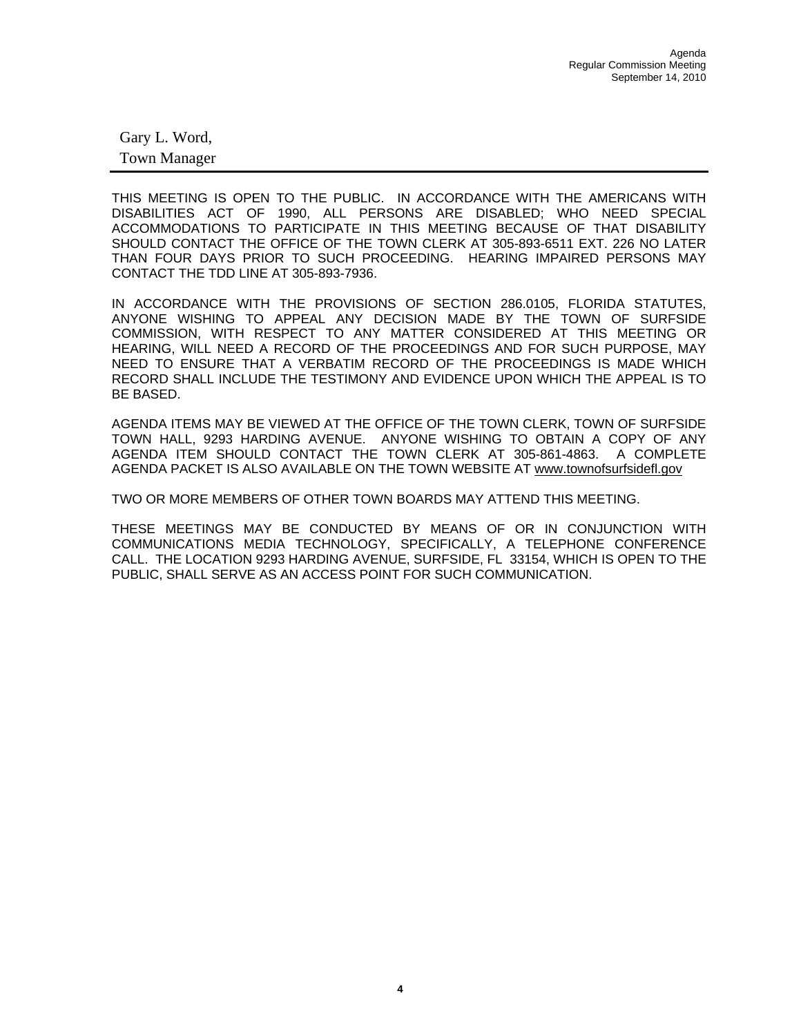Gary L. Word,
Town Manager

---

THIS MEETING IS OPEN TO THE PUBLIC. IN ACCORDANCE WITH THE AMERICANS WITH DISABILITIES ACT OF 1990, ALL PERSONS ARE DISABLED; WHO NEED SPECIAL ACCOMMODATIONS TO PARTICIPATE IN THIS MEETING BECAUSE OF THAT DISABILITY SHOULD CONTACT THE OFFICE OF THE TOWN CLERK AT 305-893-6511 EXT. 226 NO LATER THAN FOUR DAYS PRIOR TO SUCH PROCEEDING. HEARING IMPAIRED PERSONS MAY CONTACT THE TDD LINE AT 305-893-7936.

IN ACCORDANCE WITH THE PROVISIONS OF SECTION 286.0105, FLORIDA STATUTES, ANYONE WISHING TO APPEAL ANY DECISION MADE BY THE TOWN OF SURFSIDE COMMISSION, WITH RESPECT TO ANY MATTER CONSIDERED AT THIS MEETING OR HEARING, WILL NEED A RECORD OF THE PROCEEDINGS AND FOR SUCH PURPOSE, MAY NEED TO ENSURE THAT A VERBATIM RECORD OF THE PROCEEDINGS IS MADE WHICH RECORD SHALL INCLUDE THE TESTIMONY AND EVIDENCE UPON WHICH THE APPEAL IS TO BE BASED.

AGENDA ITEMS MAY BE VIEWED AT THE OFFICE OF THE TOWN CLERK, TOWN OF SURFSIDE TOWN HALL, 9293 HARDING AVENUE. ANYONE WISHING TO OBTAIN A COPY OF ANY AGENDA ITEM SHOULD CONTACT THE TOWN CLERK AT 305-861-4863. A COMPLETE AGENDA PACKET IS ALSO AVAILABLE ON THE TOWN WEBSITE AT www.townofsurfsidefl.gov

TWO OR MORE MEMBERS OF OTHER TOWN BOARDS MAY ATTEND THIS MEETING.

THESE MEETINGS MAY BE CONDUCTED BY MEANS OF OR IN CONJUNCTION WITH COMMUNICATIONS MEDIA TECHNOLOGY, SPECIFICALLY, A TELEPHONE CONFERENCE CALL. THE LOCATION 9293 HARDING AVENUE, SURFSIDE, FL 33154, WHICH IS OPEN TO THE PUBLIC, SHALL SERVE AS AN ACCESS POINT FOR SUCH COMMUNICATION.